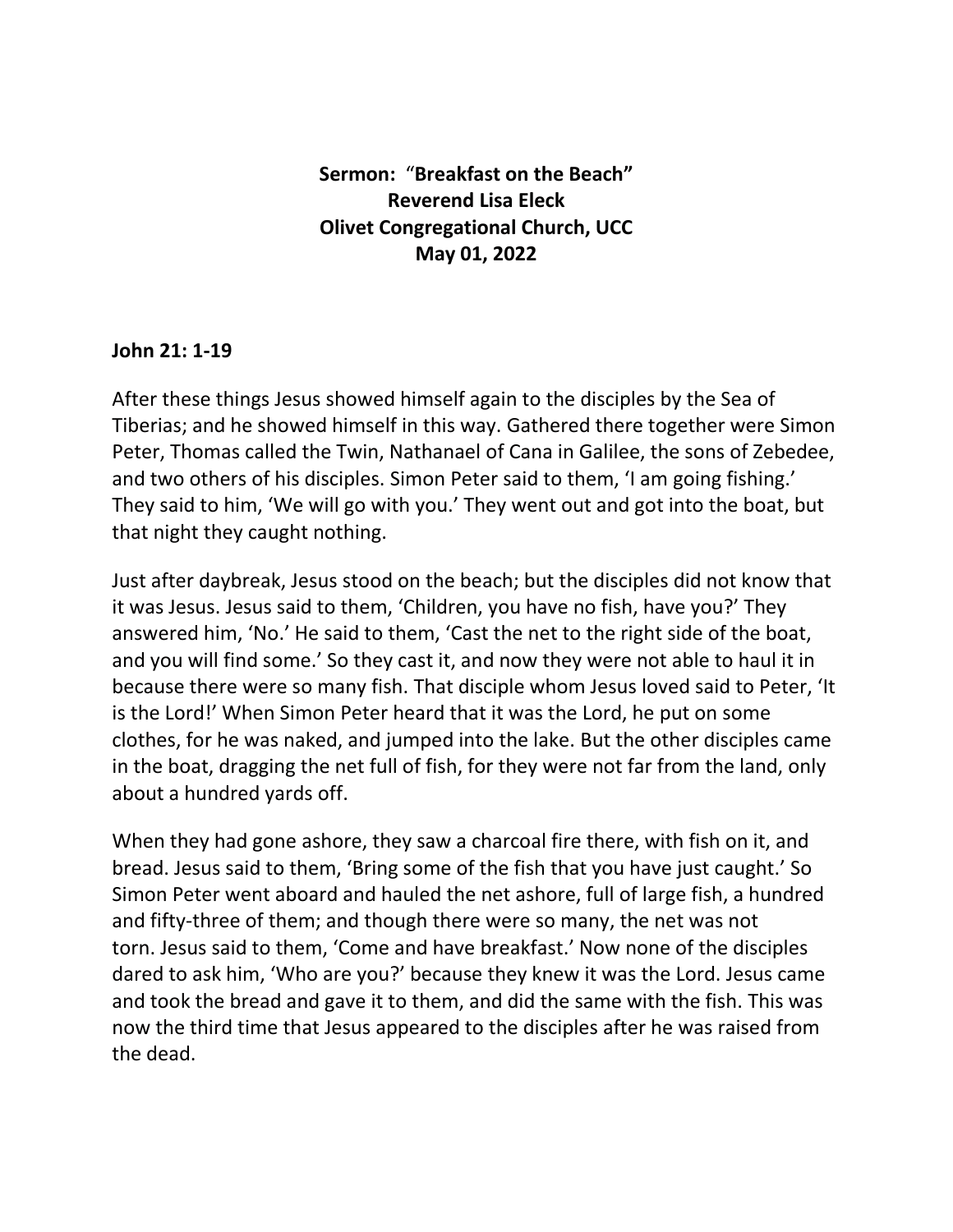**Sermon: "Breakfast on the Beach"**
**Reverend Lisa Eleck**
**Olivet Congregational Church, UCC**
**May 01, 2022**

**John 21: 1-19**

After these things Jesus showed himself again to the disciples by the Sea of Tiberias; and he showed himself in this way. Gathered there together were Simon Peter, Thomas called the Twin, Nathanael of Cana in Galilee, the sons of Zebedee, and two others of his disciples. Simon Peter said to them, 'I am going fishing.' They said to him, 'We will go with you.' They went out and got into the boat, but that night they caught nothing.

Just after daybreak, Jesus stood on the beach; but the disciples did not know that it was Jesus. Jesus said to them, 'Children, you have no fish, have you?' They answered him, 'No.' He said to them, 'Cast the net to the right side of the boat, and you will find some.' So they cast it, and now they were not able to haul it in because there were so many fish. That disciple whom Jesus loved said to Peter, 'It is the Lord!' When Simon Peter heard that it was the Lord, he put on some clothes, for he was naked, and jumped into the lake. But the other disciples came in the boat, dragging the net full of fish, for they were not far from the land, only about a hundred yards off.

When they had gone ashore, they saw a charcoal fire there, with fish on it, and bread. Jesus said to them, 'Bring some of the fish that you have just caught.' So Simon Peter went aboard and hauled the net ashore, full of large fish, a hundred and fifty-three of them; and though there were so many, the net was not torn. Jesus said to them, 'Come and have breakfast.' Now none of the disciples dared to ask him, 'Who are you?' because they knew it was the Lord. Jesus came and took the bread and gave it to them, and did the same with the fish. This was now the third time that Jesus appeared to the disciples after he was raised from the dead.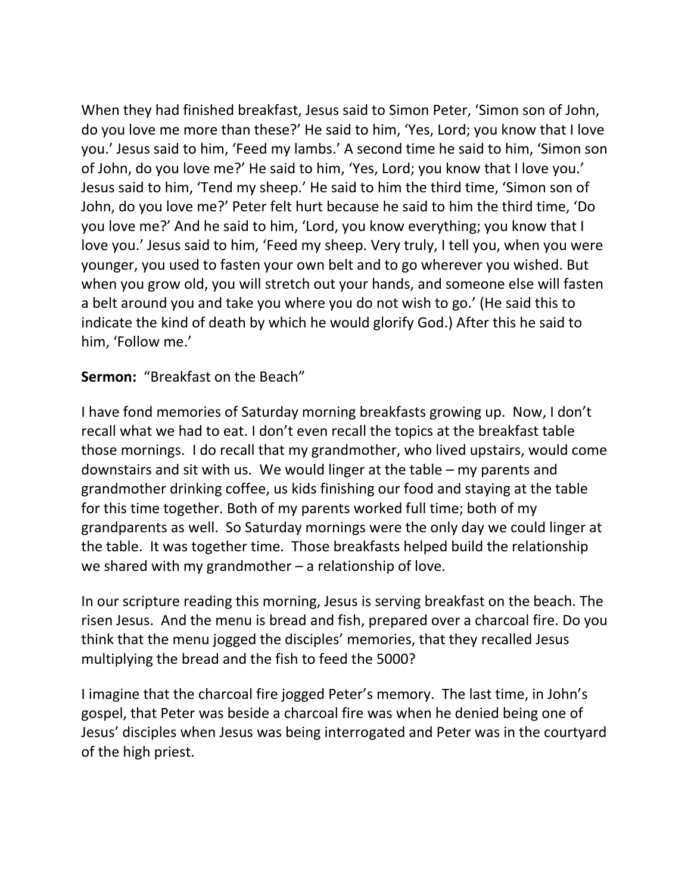When they had finished breakfast, Jesus said to Simon Peter, 'Simon son of John, do you love me more than these?' He said to him, 'Yes, Lord; you know that I love you.' Jesus said to him, 'Feed my lambs.' A second time he said to him, 'Simon son of John, do you love me?' He said to him, 'Yes, Lord; you know that I love you.' Jesus said to him, 'Tend my sheep.' He said to him the third time, 'Simon son of John, do you love me?' Peter felt hurt because he said to him the third time, 'Do you love me?' And he said to him, 'Lord, you know everything; you know that I love you.' Jesus said to him, 'Feed my sheep. Very truly, I tell you, when you were younger, you used to fasten your own belt and to go wherever you wished. But when you grow old, you will stretch out your hands, and someone else will fasten a belt around you and take you where you do not wish to go.' (He said this to indicate the kind of death by which he would glorify God.) After this he said to him, 'Follow me.'

**Sermon:** "Breakfast on the Beach"

I have fond memories of Saturday morning breakfasts growing up. Now, I don't recall what we had to eat. I don't even recall the topics at the breakfast table those mornings. I do recall that my grandmother, who lived upstairs, would come downstairs and sit with us. We would linger at the table – my parents and grandmother drinking coffee, us kids finishing our food and staying at the table for this time together. Both of my parents worked full time; both of my grandparents as well. So Saturday mornings were the only day we could linger at the table. It was together time. Those breakfasts helped build the relationship we shared with my grandmother – a relationship of love.

In our scripture reading this morning, Jesus is serving breakfast on the beach. The risen Jesus. And the menu is bread and fish, prepared over a charcoal fire. Do you think that the menu jogged the disciples' memories, that they recalled Jesus multiplying the bread and the fish to feed the 5000?

I imagine that the charcoal fire jogged Peter's memory. The last time, in John's gospel, that Peter was beside a charcoal fire was when he denied being one of Jesus' disciples when Jesus was being interrogated and Peter was in the courtyard of the high priest.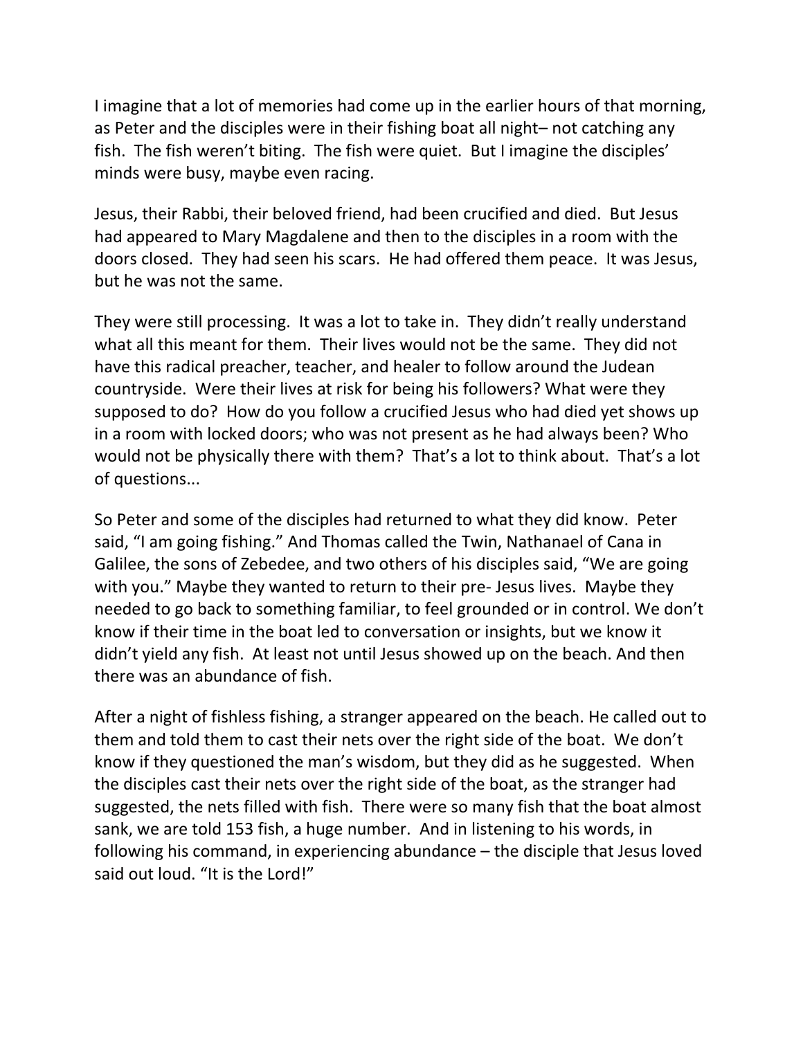I imagine that a lot of memories had come up in the earlier hours of that morning, as Peter and the disciples were in their fishing boat all night– not catching any fish. The fish weren't biting. The fish were quiet. But I imagine the disciples' minds were busy, maybe even racing.

Jesus, their Rabbi, their beloved friend, had been crucified and died. But Jesus had appeared to Mary Magdalene and then to the disciples in a room with the doors closed. They had seen his scars. He had offered them peace. It was Jesus, but he was not the same.

They were still processing. It was a lot to take in. They didn't really understand what all this meant for them. Their lives would not be the same. They did not have this radical preacher, teacher, and healer to follow around the Judean countryside. Were their lives at risk for being his followers? What were they supposed to do? How do you follow a crucified Jesus who had died yet shows up in a room with locked doors; who was not present as he had always been? Who would not be physically there with them? That's a lot to think about. That's a lot of questions...

So Peter and some of the disciples had returned to what they did know. Peter said, "I am going fishing." And Thomas called the Twin, Nathanael of Cana in Galilee, the sons of Zebedee, and two others of his disciples said, "We are going with you." Maybe they wanted to return to their pre- Jesus lives. Maybe they needed to go back to something familiar, to feel grounded or in control. We don't know if their time in the boat led to conversation or insights, but we know it didn't yield any fish. At least not until Jesus showed up on the beach. And then there was an abundance of fish.

After a night of fishless fishing, a stranger appeared on the beach. He called out to them and told them to cast their nets over the right side of the boat. We don't know if they questioned the man's wisdom, but they did as he suggested. When the disciples cast their nets over the right side of the boat, as the stranger had suggested, the nets filled with fish. There were so many fish that the boat almost sank, we are told 153 fish, a huge number. And in listening to his words, in following his command, in experiencing abundance – the disciple that Jesus loved said out loud. "It is the Lord!"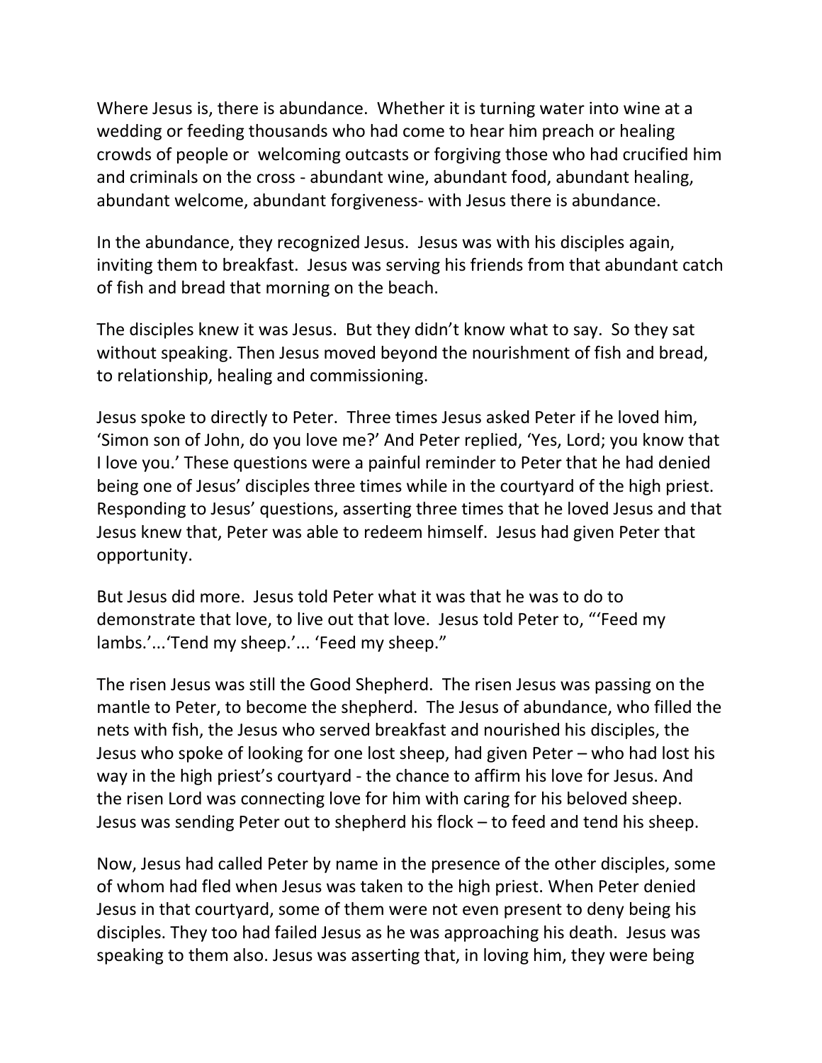Where Jesus is, there is abundance. Whether it is turning water into wine at a wedding or feeding thousands who had come to hear him preach or healing crowds of people or welcoming outcasts or forgiving those who had crucified him and criminals on the cross - abundant wine, abundant food, abundant healing, abundant welcome, abundant forgiveness- with Jesus there is abundance.

In the abundance, they recognized Jesus. Jesus was with his disciples again, inviting them to breakfast. Jesus was serving his friends from that abundant catch of fish and bread that morning on the beach.

The disciples knew it was Jesus. But they didn't know what to say. So they sat without speaking. Then Jesus moved beyond the nourishment of fish and bread, to relationship, healing and commissioning.

Jesus spoke to directly to Peter. Three times Jesus asked Peter if he loved him, 'Simon son of John, do you love me?' And Peter replied, 'Yes, Lord; you know that I love you.' These questions were a painful reminder to Peter that he had denied being one of Jesus' disciples three times while in the courtyard of the high priest. Responding to Jesus' questions, asserting three times that he loved Jesus and that Jesus knew that, Peter was able to redeem himself. Jesus had given Peter that opportunity.

But Jesus did more. Jesus told Peter what it was that he was to do to demonstrate that love, to live out that love. Jesus told Peter to, "'Feed my lambs.'...'Tend my sheep.'... 'Feed my sheep."

The risen Jesus was still the Good Shepherd. The risen Jesus was passing on the mantle to Peter, to become the shepherd. The Jesus of abundance, who filled the nets with fish, the Jesus who served breakfast and nourished his disciples, the Jesus who spoke of looking for one lost sheep, had given Peter – who had lost his way in the high priest's courtyard - the chance to affirm his love for Jesus. And the risen Lord was connecting love for him with caring for his beloved sheep. Jesus was sending Peter out to shepherd his flock – to feed and tend his sheep.

Now, Jesus had called Peter by name in the presence of the other disciples, some of whom had fled when Jesus was taken to the high priest. When Peter denied Jesus in that courtyard, some of them were not even present to deny being his disciples. They too had failed Jesus as he was approaching his death. Jesus was speaking to them also. Jesus was asserting that, in loving him, they were being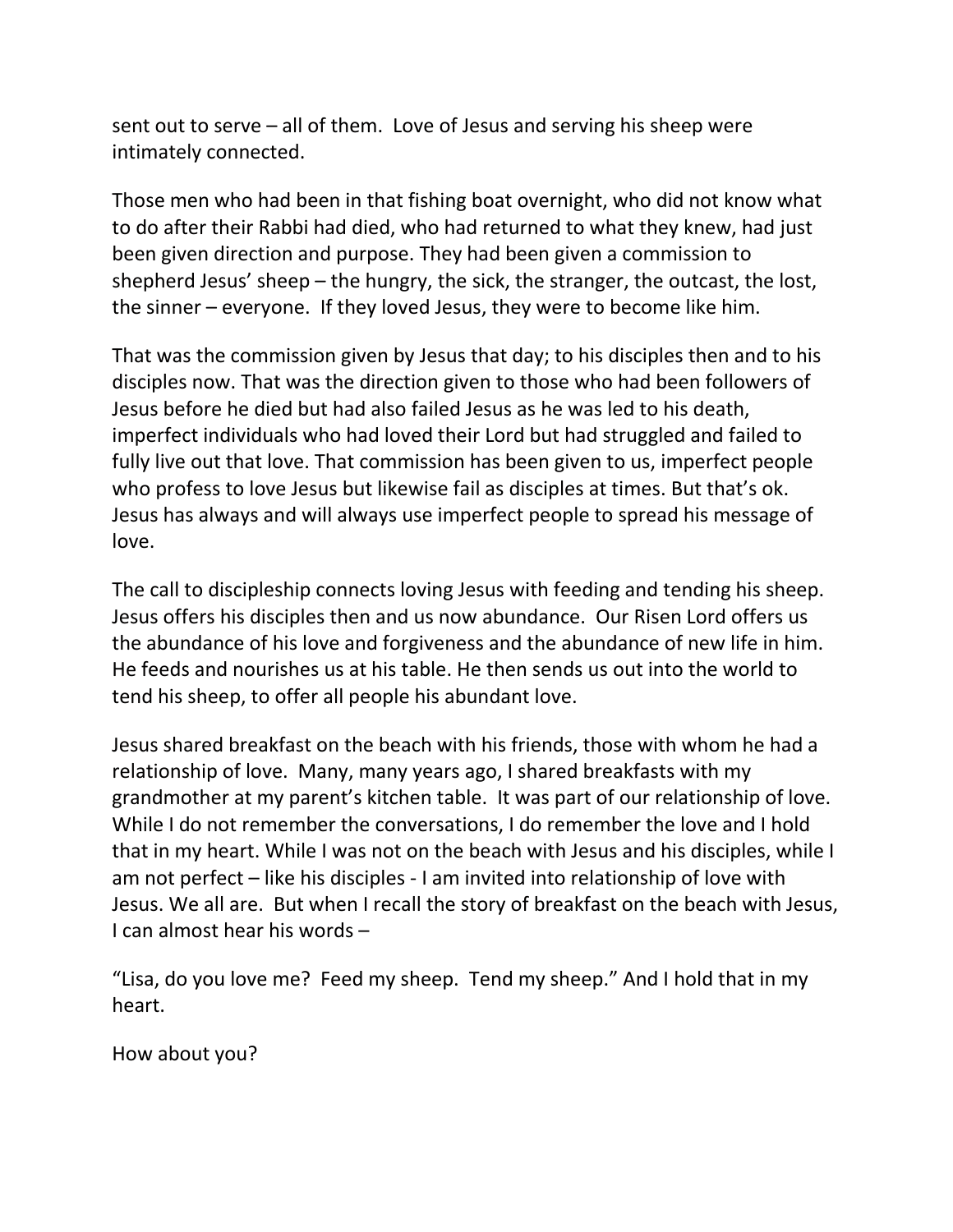sent out to serve – all of them. Love of Jesus and serving his sheep were intimately connected.

Those men who had been in that fishing boat overnight, who did not know what to do after their Rabbi had died, who had returned to what they knew, had just been given direction and purpose. They had been given a commission to shepherd Jesus' sheep – the hungry, the sick, the stranger, the outcast, the lost, the sinner – everyone. If they loved Jesus, they were to become like him.

That was the commission given by Jesus that day; to his disciples then and to his disciples now. That was the direction given to those who had been followers of Jesus before he died but had also failed Jesus as he was led to his death, imperfect individuals who had loved their Lord but had struggled and failed to fully live out that love. That commission has been given to us, imperfect people who profess to love Jesus but likewise fail as disciples at times. But that's ok. Jesus has always and will always use imperfect people to spread his message of love.

The call to discipleship connects loving Jesus with feeding and tending his sheep. Jesus offers his disciples then and us now abundance. Our Risen Lord offers us the abundance of his love and forgiveness and the abundance of new life in him. He feeds and nourishes us at his table. He then sends us out into the world to tend his sheep, to offer all people his abundant love.

Jesus shared breakfast on the beach with his friends, those with whom he had a relationship of love. Many, many years ago, I shared breakfasts with my grandmother at my parent's kitchen table. It was part of our relationship of love. While I do not remember the conversations, I do remember the love and I hold that in my heart. While I was not on the beach with Jesus and his disciples, while I am not perfect – like his disciples - I am invited into relationship of love with Jesus. We all are. But when I recall the story of breakfast on the beach with Jesus, I can almost hear his words –

"Lisa, do you love me? Feed my sheep. Tend my sheep." And I hold that in my heart.

How about you?